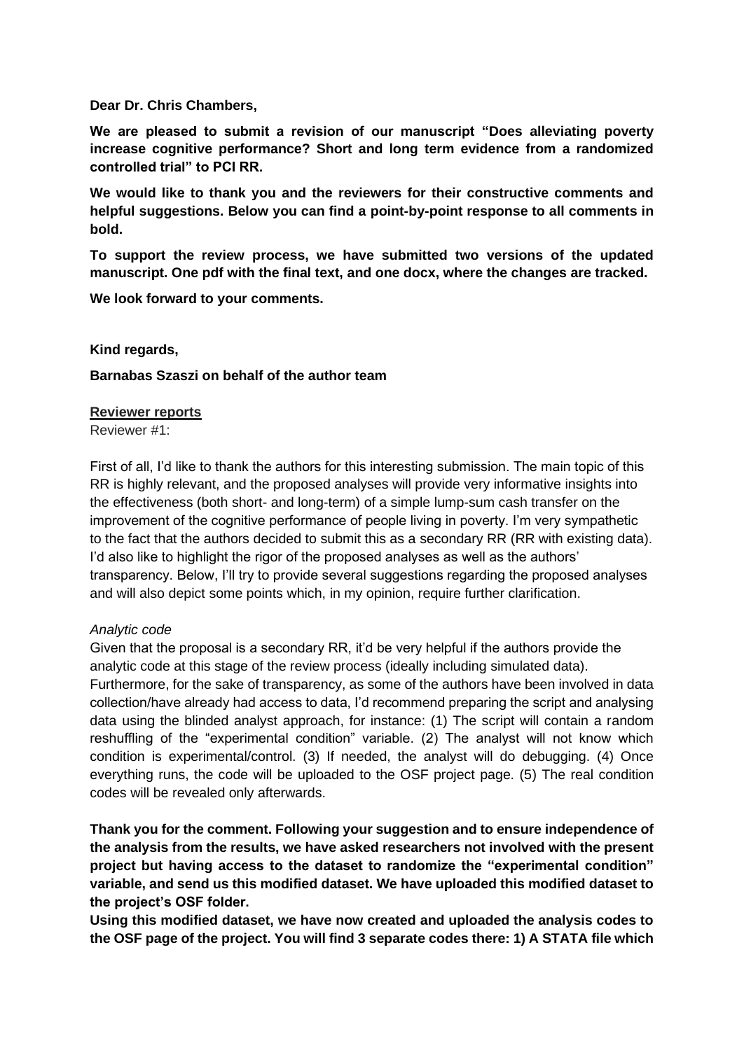**Dear Dr. Chris Chambers,**

**We are pleased to submit a revision of our manuscript "Does alleviating poverty increase cognitive performance? Short and long term evidence from a randomized controlled trial" to PCI RR.**

**We would like to thank you and the reviewers for their constructive comments and helpful suggestions. Below you can find a point-by-point response to all comments in bold.**

**To support the review process, we have submitted two versions of the updated manuscript. One pdf with the final text, and one docx, where the changes are tracked.**

**We look forward to your comments.**

**Kind regards,**

**Barnabas Szaszi on behalf of the author team**

**Reviewer reports**

Reviewer #1:

First of all, I'd like to thank the authors for this interesting submission. The main topic of this RR is highly relevant, and the proposed analyses will provide very informative insights into the effectiveness (both short- and long-term) of a simple lump-sum cash transfer on the improvement of the cognitive performance of people living in poverty. I'm very sympathetic to the fact that the authors decided to submit this as a secondary RR (RR with existing data). I'd also like to highlight the rigor of the proposed analyses as well as the authors' transparency. Below, I'll try to provide several suggestions regarding the proposed analyses and will also depict some points which, in my opinion, require further clarification.

*Analytic code*

Given that the proposal is a secondary RR, it'd be very helpful if the authors provide the analytic code at this stage of the review process (ideally including simulated data). Furthermore, for the sake of transparency, as some of the authors have been involved in data collection/have already had access to data, I'd recommend preparing the script and analysing data using the blinded analyst approach, for instance: (1) The script will contain a random reshuffling of the "experimental condition" variable. (2) The analyst will not know which condition is experimental/control. (3) If needed, the analyst will do debugging. (4) Once everything runs, the code will be uploaded to the OSF project page. (5) The real condition codes will be revealed only afterwards.

**Thank you for the comment. Following your suggestion and to ensure independence of the analysis from the results, we have asked researchers not involved with the present project but having access to the dataset to randomize the "experimental condition" variable, and send us this modified dataset. We have uploaded this modified dataset to the project's OSF folder.**

**Using this modified dataset, we have now created and uploaded the analysis codes to the OSF page of the project. You will find 3 separate codes there: 1) A STATA file which**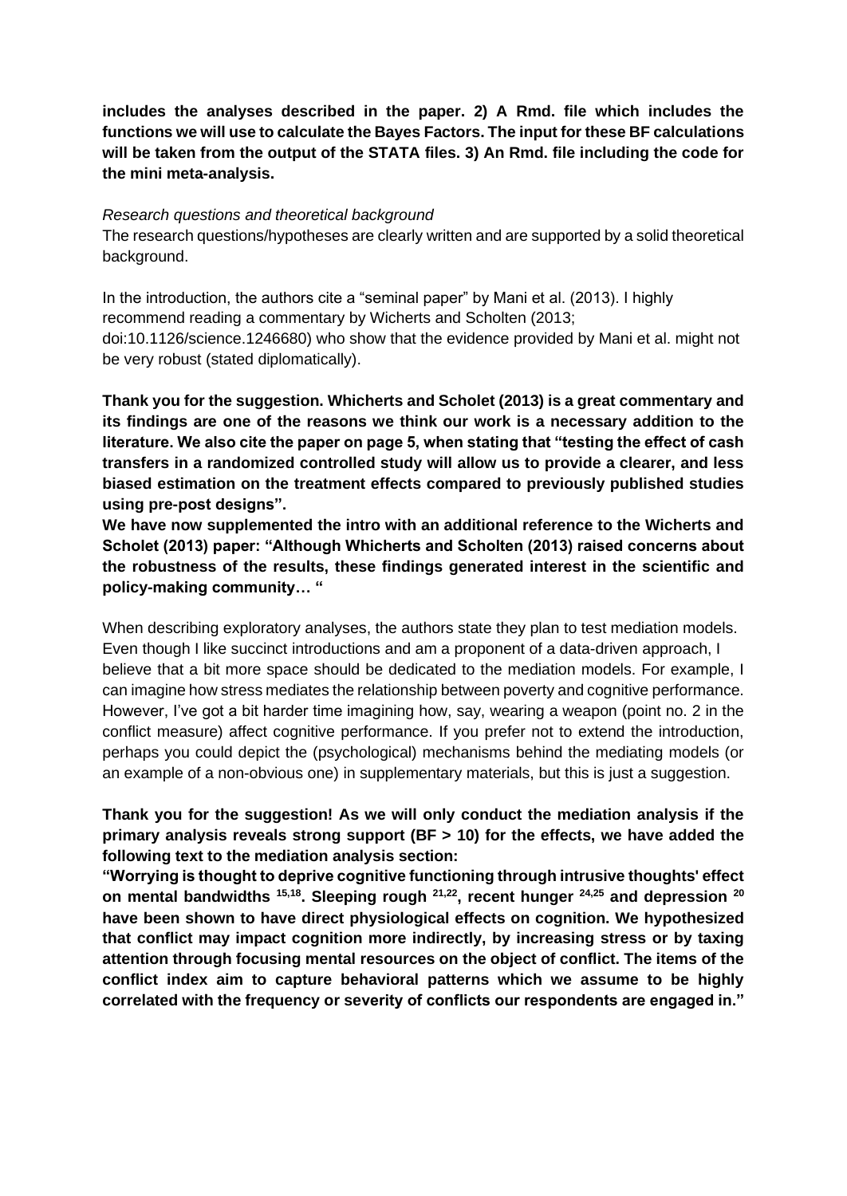**includes the analyses described in the paper. 2) A Rmd. file which includes the functions we will use to calculate the Bayes Factors. The input for these BF calculations will be taken from the output of the STATA files. 3) An Rmd. file including the code for the mini meta-analysis.**

*Research questions and theoretical background*

The research questions/hypotheses are clearly written and are supported by a solid theoretical background.

In the introduction, the authors cite a "seminal paper" by Mani et al. (2013). I highly recommend reading a commentary by Wicherts and Scholten (2013; doi:10.1126/science.1246680) who show that the evidence provided by Mani et al. might not be very robust (stated diplomatically).

**Thank you for the suggestion. Whicherts and Scholet (2013) is a great commentary and its findings are one of the reasons we think our work is a necessary addition to the literature. We also cite the paper on page 5, when stating that "testing the effect of cash transfers in a randomized controlled study will allow us to provide a clearer, and less biased estimation on the treatment effects compared to previously published studies using pre-post designs".**

**We have now supplemented the intro with an additional reference to the Wicherts and Scholet (2013) paper: "Although Whicherts and Scholten (2013) raised concerns about the robustness of the results, these findings generated interest in the scientific and policy-making community… "**

When describing exploratory analyses, the authors state they plan to test mediation models. Even though I like succinct introductions and am a proponent of a data-driven approach, I believe that a bit more space should be dedicated to the mediation models. For example, I can imagine how stress mediates the relationship between poverty and cognitive performance. However, I've got a bit harder time imagining how, say, wearing a weapon (point no. 2 in the conflict measure) affect cognitive performance. If you prefer not to extend the introduction, perhaps you could depict the (psychological) mechanisms behind the mediating models (or an example of a non-obvious one) in supplementary materials, but this is just a suggestion.

**Thank you for the suggestion! As we will only conduct the mediation analysis if the primary analysis reveals strong support (BF > 10) for the effects, we have added the following text to the mediation analysis section:**

**"Worrying is thought to deprive cognitive functioning through intrusive thoughts' effect on mental bandwidths [15,18]. Sleeping rough [21,22], recent hunger [24,25] and depression [20] have been shown to have direct physiological effects on cognition. We hypothesized that conflict may impact cognition more indirectly, by increasing stress or by taxing attention through focusing mental resources on the object of conflict. The items of the conflict index aim to capture behavioral patterns which we assume to be highly correlated with the frequency or severity of conflicts our respondents are engaged in."**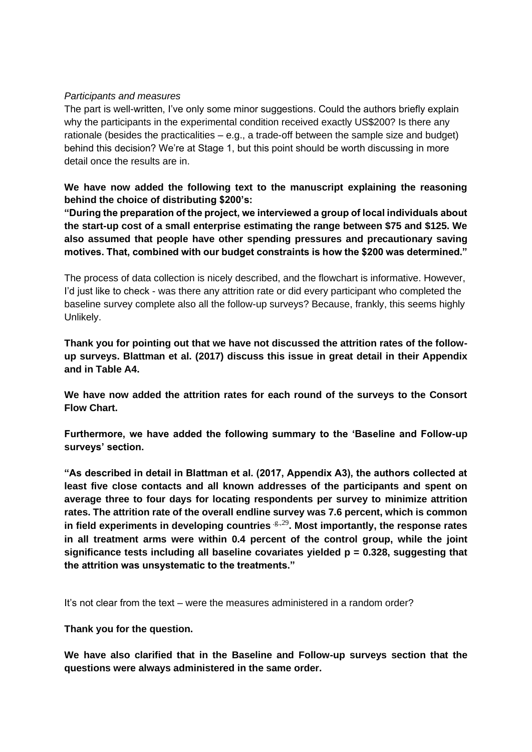*Participants and measures*

The part is well-written, I've only some minor suggestions. Could the authors briefly explain why the participants in the experimental condition received exactly US$200? Is there any rationale (besides the practicalities – e.g., a trade-off between the sample size and budget) behind this decision? We're at Stage 1, but this point should be worth discussing in more detail once the results are in.

**We have now added the following text to the manuscript explaining the reasoning behind the choice of distributing $200's:**

**"During the preparation of the project, we interviewed a group of local individuals about the start-up cost of a small enterprise estimating the range between $75 and $125. We also assumed that people have other spending pressures and precautionary saving motives. That, combined with our budget constraints is how the $200 was determined."**

The process of data collection is nicely described, and the flowchart is informative. However, I'd just like to check - was there any attrition rate or did every participant who completed the baseline survey complete also all the follow-up surveys? Because, frankly, this seems highly Unlikely.

**Thank you for pointing out that we have not discussed the attrition rates of the follow-up surveys. Blattman et al. (2017) discuss this issue in great detail in their Appendix and in Table A4.**

**We have now added the attrition rates for each round of the surveys to the Consort Flow Chart.**

**Furthermore, we have added the following summary to the 'Baseline and Follow-up surveys' section.**

**"As described in detail in Blattman et al. (2017, Appendix A3), the authors collected at least five close contacts and all known addresses of the participants and spent on average three to four days for locating respondents per survey to minimize attrition rates. The attrition rate of the overall endline survey was 7.6 percent, which is common in field experiments in developing countries** [.g.,29]**. Most importantly, the response rates in all treatment arms were within 0.4 percent of the control group, while the joint significance tests including all baseline covariates yielded $p = 0.328$, suggesting that the attrition was unsystematic to the treatments."**

It's not clear from the text – were the measures administered in a random order?

**Thank you for the question.**

**We have also clarified that in the Baseline and Follow-up surveys section that the questions were always administered in the same order.**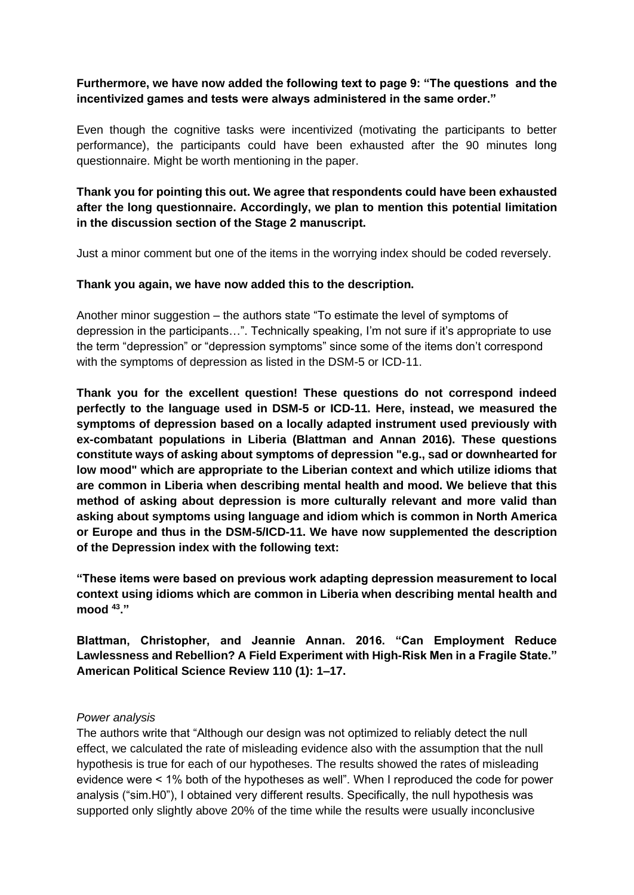**Furthermore, we have now added the following text to page 9: "The questions and the incentivized games and tests were always administered in the same order."**

Even though the cognitive tasks were incentivized (motivating the participants to better performance), the participants could have been exhausted after the 90 minutes long questionnaire. Might be worth mentioning in the paper.

**Thank you for pointing this out. We agree that respondents could have been exhausted after the long questionnaire. Accordingly, we plan to mention this potential limitation in the discussion section of the Stage 2 manuscript.**

Just a minor comment but one of the items in the worrying index should be coded reversely.

**Thank you again, we have now added this to the description.**

Another minor suggestion – the authors state "To estimate the level of symptoms of depression in the participants…". Technically speaking, I'm not sure if it's appropriate to use the term "depression" or "depression symptoms" since some of the items don't correspond with the symptoms of depression as listed in the DSM-5 or ICD-11.

**Thank you for the excellent question! These questions do not correspond indeed perfectly to the language used in DSM-5 or ICD-11. Here, instead, we measured the symptoms of depression based on a locally adapted instrument used previously with ex-combatant populations in Liberia (Blattman and Annan 2016). These questions constitute ways of asking about symptoms of depression "e.g., sad or downhearted for low mood" which are appropriate to the Liberian context and which utilize idioms that are common in Liberia when describing mental health and mood. We believe that this method of asking about depression is more culturally relevant and more valid than asking about symptoms using language and idiom which is common in North America or Europe and thus in the DSM-5/ICD-11. We have now supplemented the description of the Depression index with the following text:**

**"These items were based on previous work adapting depression measurement to local context using idioms which are common in Liberia when describing mental health and mood [43]."**

**Blattman, Christopher, and Jeannie Annan. 2016. "Can Employment Reduce Lawlessness and Rebellion? A Field Experiment with High-Risk Men in a Fragile State." American Political Science Review 110 (1): 1–17.**

*Power analysis*

The authors write that "Although our design was not optimized to reliably detect the null effect, we calculated the rate of misleading evidence also with the assumption that the null hypothesis is true for each of our hypotheses. The results showed the rates of misleading evidence were < 1% both of the hypotheses as well". When I reproduced the code for power analysis ("sim.H0"), I obtained very different results. Specifically, the null hypothesis was supported only slightly above 20% of the time while the results were usually inconclusive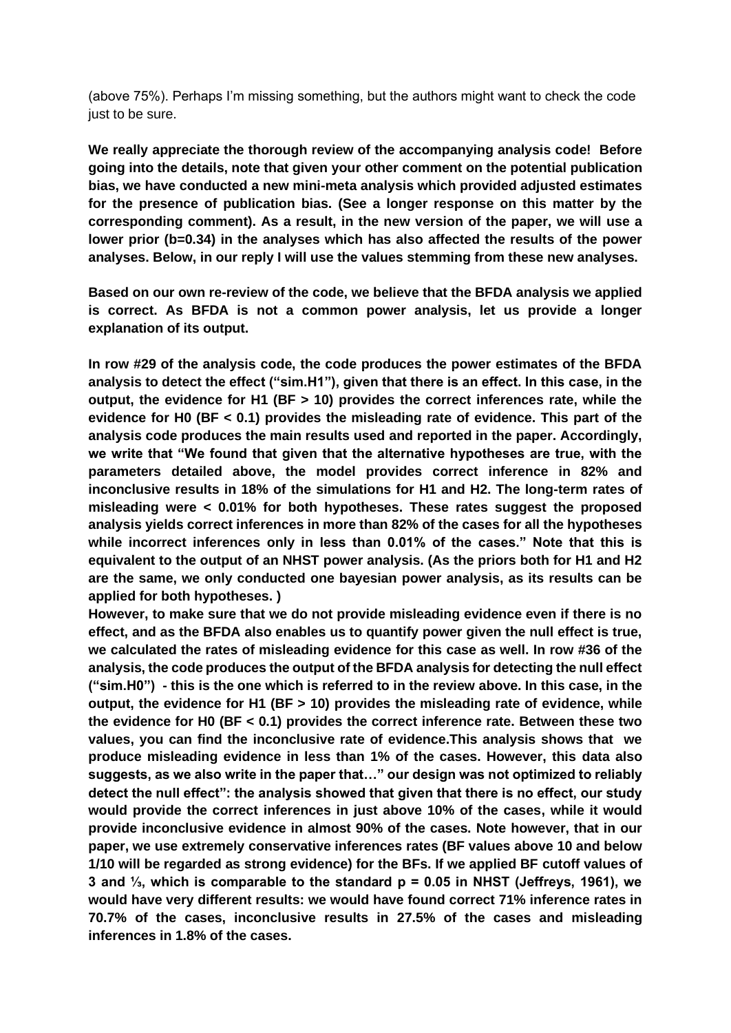(above 75%). Perhaps I'm missing something, but the authors might want to check the code just to be sure.

**We really appreciate the thorough review of the accompanying analysis code! Before going into the details, note that given your other comment on the potential publication bias, we have conducted a new mini-meta analysis which provided adjusted estimates for the presence of publication bias. (See a longer response on this matter by the corresponding comment). As a result, in the new version of the paper, we will use a lower prior (b=0.34) in the analyses which has also affected the results of the power analyses. Below, in our reply I will use the values stemming from these new analyses.**

**Based on our own re-review of the code, we believe that the BFDA analysis we applied is correct. As BFDA is not a common power analysis, let us provide a longer explanation of its output.**

**In row #29 of the analysis code, the code produces the power estimates of the BFDA analysis to detect the effect ("sim.H1"), given that there is an effect. In this case, in the output, the evidence for H1 (BF > 10) provides the correct inferences rate, while the evidence for H0 (BF < 0.1) provides the misleading rate of evidence. This part of the analysis code produces the main results used and reported in the paper. Accordingly, we write that "We found that given that the alternative hypotheses are true, with the parameters detailed above, the model provides correct inference in 82% and inconclusive results in 18% of the simulations for H1 and H2. The long-term rates of misleading were < 0.01% for both hypotheses. These rates suggest the proposed analysis yields correct inferences in more than 82% of the cases for all the hypotheses while incorrect inferences only in less than 0.01% of the cases." Note that this is equivalent to the output of an NHST power analysis. (As the priors both for H1 and H2 are the same, we only conducted one bayesian power analysis, as its results can be applied for both hypotheses. )**
**However, to make sure that we do not provide misleading evidence even if there is no effect, and as the BFDA also enables us to quantify power given the null effect is true, we calculated the rates of misleading evidence for this case as well. In row #36 of the analysis, the code produces the output of the BFDA analysis for detecting the null effect ("sim.H0") - this is the one which is referred to in the review above. In this case, in the output, the evidence for H1 (BF > 10) provides the misleading rate of evidence, while the evidence for H0 (BF < 0.1) provides the correct inference rate. Between these two values, you can find the inconclusive rate of evidence.This analysis shows that we produce misleading evidence in less than 1% of the cases. However, this data also suggests, as we also write in the paper that…" our design was not optimized to reliably detect the null effect": the analysis showed that given that there is no effect, our study would provide the correct inferences in just above 10% of the cases, while it would provide inconclusive evidence in almost 90% of the cases. Note however, that in our paper, we use extremely conservative inferences rates (BF values above 10 and below 1/10 will be regarded as strong evidence) for the BFs. If we applied BF cutoff values of 3 and ⅓, which is comparable to the standard p = 0.05 in NHST (Jeffreys, 1961), we would have very different results: we would have found correct 71% inference rates in 70.7% of the cases, inconclusive results in 27.5% of the cases and misleading inferences in 1.8% of the cases.**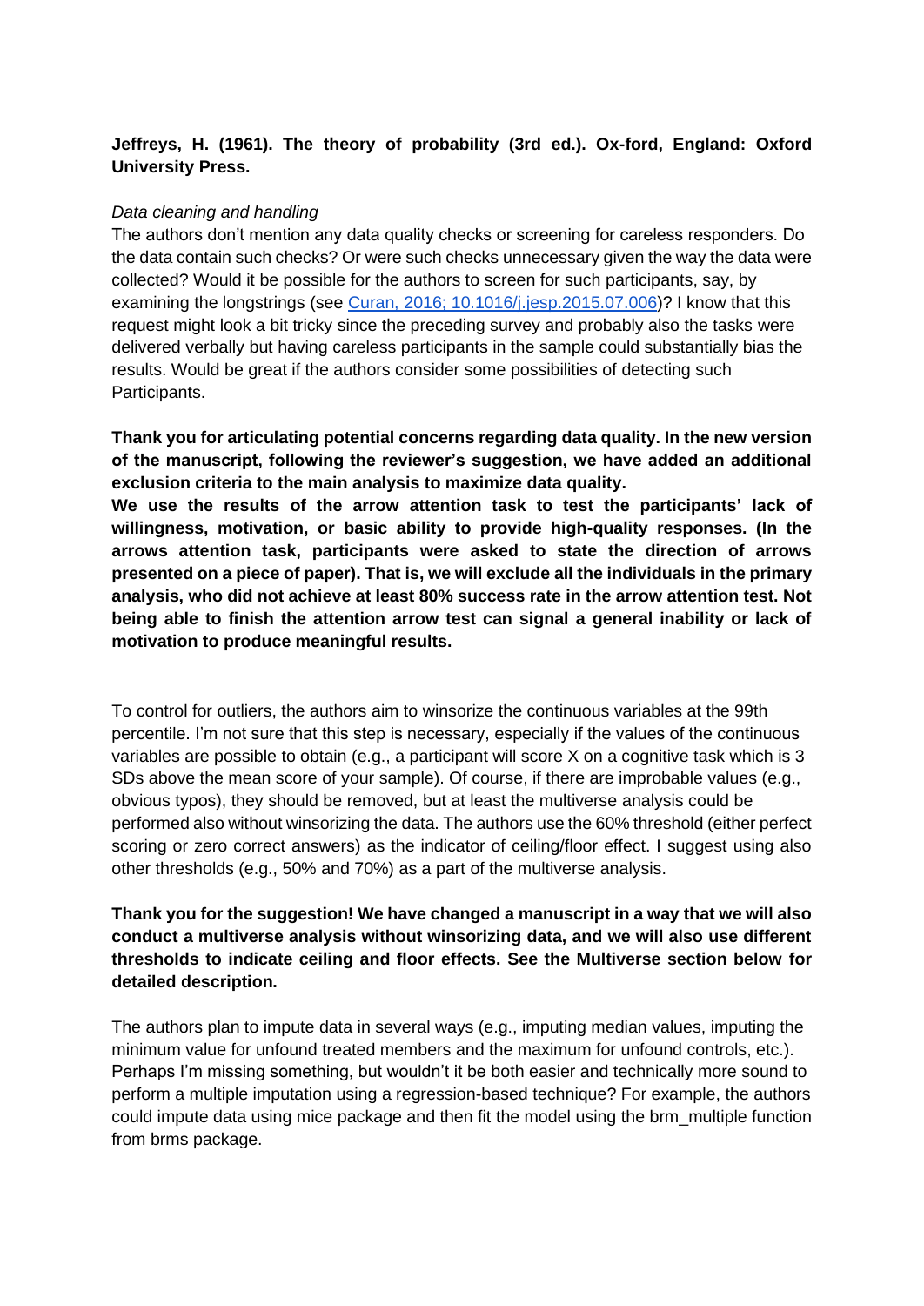**Jeffreys, H. (1961). The theory of probability (3rd ed.). Ox-ford, England: Oxford University Press.**

*Data cleaning and handling*

The authors don't mention any data quality checks or screening for careless responders. Do the data contain such checks? Or were such checks unnecessary given the way the data were collected? Would it be possible for the authors to screen for such participants, say, by examining the longstrings (see [Curan, 2016; 10.1016/j.jesp.2015.07.006](https://doi.org/10.1016/j.jesp.2015.07.006))? I know that this request might look a bit tricky since the preceding survey and probably also the tasks were delivered verbally but having careless participants in the sample could substantially bias the results. Would be great if the authors consider some possibilities of detecting such Participants.

**Thank you for articulating potential concerns regarding data quality. In the new version of the manuscript, following the reviewer's suggestion, we have added an additional exclusion criteria to the main analysis to maximize data quality.**

**We use the results of the arrow attention task to test the participants' lack of willingness, motivation, or basic ability to provide high-quality responses. (In the arrows attention task, participants were asked to state the direction of arrows presented on a piece of paper). That is, we will exclude all the individuals in the primary analysis, who did not achieve at least 80% success rate in the arrow attention test. Not being able to finish the attention arrow test can signal a general inability or lack of motivation to produce meaningful results.**

To control for outliers, the authors aim to winsorize the continuous variables at the 99th percentile. I'm not sure that this step is necessary, especially if the values of the continuous variables are possible to obtain (e.g., a participant will score X on a cognitive task which is 3 SDs above the mean score of your sample). Of course, if there are improbable values (e.g., obvious typos), they should be removed, but at least the multiverse analysis could be performed also without winsorizing the data. The authors use the 60% threshold (either perfect scoring or zero correct answers) as the indicator of ceiling/floor effect. I suggest using also other thresholds (e.g., 50% and 70%) as a part of the multiverse analysis.

**Thank you for the suggestion! We have changed a manuscript in a way that we will also conduct a multiverse analysis without winsorizing data, and we will also use different thresholds to indicate ceiling and floor effects. See the Multiverse section below for detailed description.**

The authors plan to impute data in several ways (e.g., imputing median values, imputing the minimum value for unfound treated members and the maximum for unfound controls, etc.). Perhaps I'm missing something, but wouldn't it be both easier and technically more sound to perform a multiple imputation using a regression-based technique? For example, the authors could impute data using mice package and then fit the model using the brm_multiple function from brms package.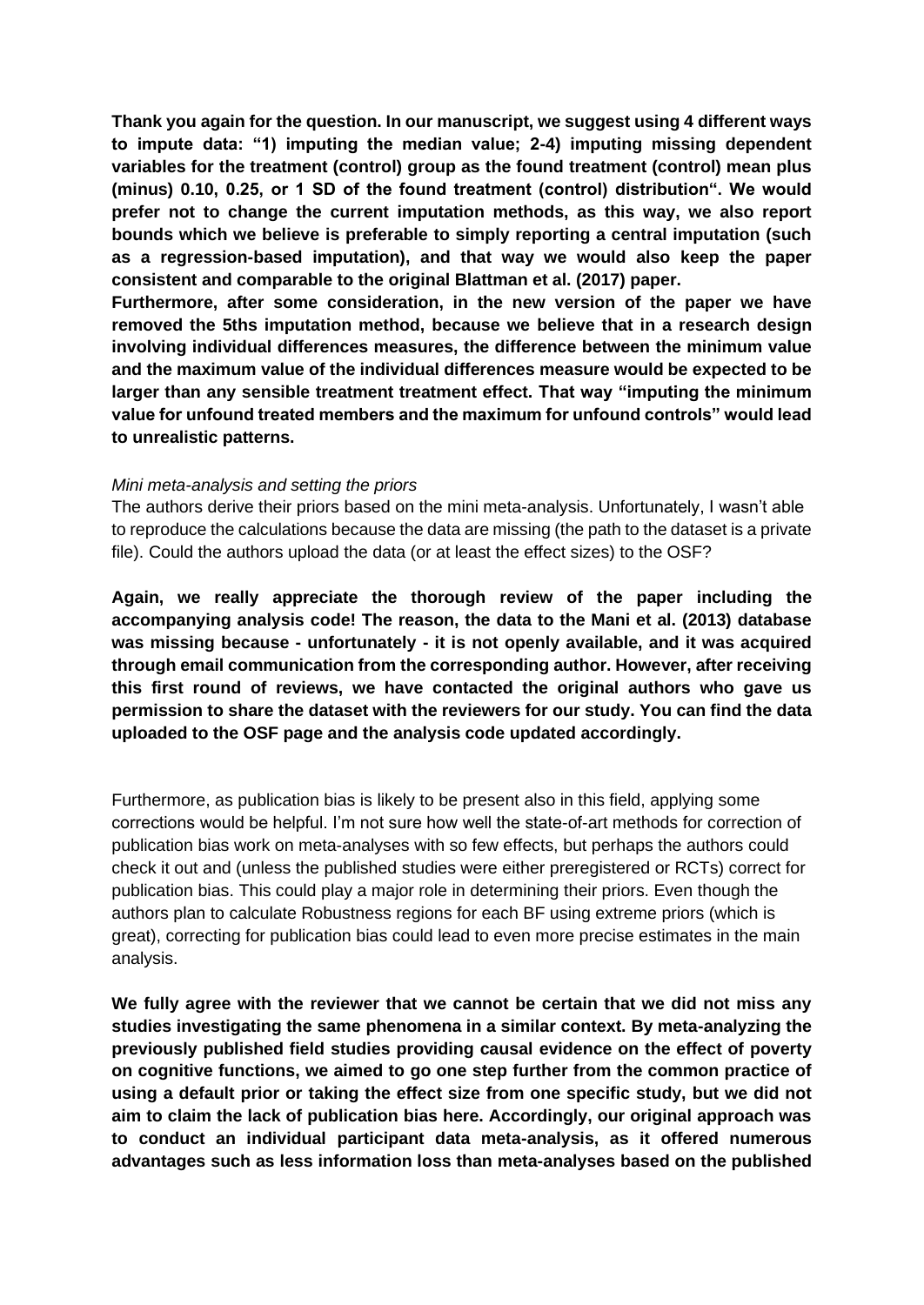**Thank you again for the question. In our manuscript, we suggest using 4 different ways to impute data: "1) imputing the median value; 2-4) imputing missing dependent variables for the treatment (control) group as the found treatment (control) mean plus (minus) 0.10, 0.25, or 1 SD of the found treatment (control) distribution". We would prefer not to change the current imputation methods, as this way, we also report bounds which we believe is preferable to simply reporting a central imputation (such as a regression-based imputation), and that way we would also keep the paper consistent and comparable to the original Blattman et al. (2017) paper.**

**Furthermore, after some consideration, in the new version of the paper we have removed the 5ths imputation method, because we believe that in a research design involving individual differences measures, the difference between the minimum value and the maximum value of the individual differences measure would be expected to be larger than any sensible treatment treatment effect. That way "imputing the minimum value for unfound treated members and the maximum for unfound controls" would lead to unrealistic patterns.**

*Mini meta-analysis and setting the priors*

The authors derive their priors based on the mini meta-analysis. Unfortunately, I wasn't able to reproduce the calculations because the data are missing (the path to the dataset is a private file). Could the authors upload the data (or at least the effect sizes) to the OSF?

**Again, we really appreciate the thorough review of the paper including the accompanying analysis code! The reason, the data to the Mani et al. (2013) database was missing because - unfortunately - it is not openly available, and it was acquired through email communication from the corresponding author. However, after receiving this first round of reviews, we have contacted the original authors who gave us permission to share the dataset with the reviewers for our study. You can find the data uploaded to the OSF page and the analysis code updated accordingly.**

Furthermore, as publication bias is likely to be present also in this field, applying some corrections would be helpful. I'm not sure how well the state-of-art methods for correction of publication bias work on meta-analyses with so few effects, but perhaps the authors could check it out and (unless the published studies were either preregistered or RCTs) correct for publication bias. This could play a major role in determining their priors. Even though the authors plan to calculate Robustness regions for each BF using extreme priors (which is great), correcting for publication bias could lead to even more precise estimates in the main analysis.

**We fully agree with the reviewer that we cannot be certain that we did not miss any studies investigating the same phenomena in a similar context. By meta-analyzing the previously published field studies providing causal evidence on the effect of poverty on cognitive functions, we aimed to go one step further from the common practice of using a default prior or taking the effect size from one specific study, but we did not aim to claim the lack of publication bias here. Accordingly, our original approach was to conduct an individual participant data meta-analysis, as it offered numerous advantages such as less information loss than meta-analyses based on the published**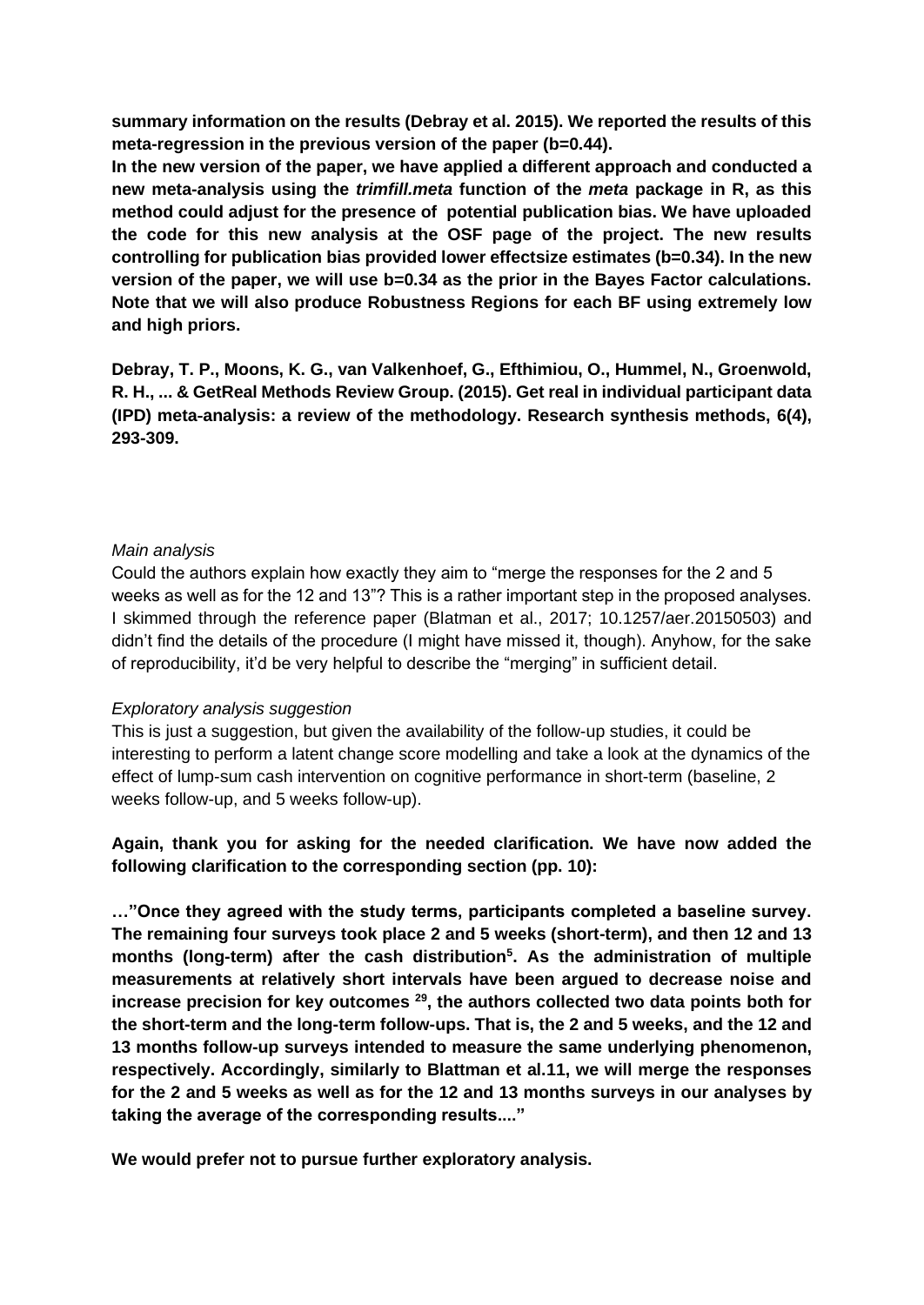**summary information on the results (Debray et al. 2015). We reported the results of this meta-regression in the previous version of the paper (b=0.44).**

**In the new version of the paper, we have applied a different approach and conducted a new meta-analysis using the *trimfill.meta* function of the *meta* package in R, as this method could adjust for the presence of potential publication bias. We have uploaded the code for this new analysis at the OSF page of the project. The new results controlling for publication bias provided lower effectsize estimates (b=0.34). In the new version of the paper, we will use b=0.34 as the prior in the Bayes Factor calculations. Note that we will also produce Robustness Regions for each BF using extremely low and high priors.**

**Debray, T. P., Moons, K. G., van Valkenhoef, G., Efthimiou, O., Hummel, N., Groenwold, R. H., ... & GetReal Methods Review Group. (2015). Get real in individual participant data (IPD) meta-analysis: a review of the methodology. Research synthesis methods, 6(4), 293-309.**

*Main analysis*

Could the authors explain how exactly they aim to “merge the responses for the 2 and 5 weeks as well as for the 12 and 13”? This is a rather important step in the proposed analyses. I skimmed through the reference paper (Blatman et al., 2017; 10.1257/aer.20150503) and didn’t find the details of the procedure (I might have missed it, though). Anyhow, for the sake of reproducibility, it’d be very helpful to describe the “merging” in sufficient detail.

*Exploratory analysis suggestion*

This is just a suggestion, but given the availability of the follow-up studies, it could be interesting to perform a latent change score modelling and take a look at the dynamics of the effect of lump-sum cash intervention on cognitive performance in short-term (baseline, 2 weeks follow-up, and 5 weeks follow-up).

**Again, thank you for asking for the needed clarification. We have now added the following clarification to the corresponding section (pp. 10):**

**…”Once they agreed with the study terms, participants completed a baseline survey. The remaining four surveys took place 2 and 5 weeks (short-term), and then 12 and 13 months (long-term) after the cash distribution[5]. As the administration of multiple measurements at relatively short intervals have been argued to decrease noise and increase precision for key outcomes [29], the authors collected two data points both for the short-term and the long-term follow-ups. That is, the 2 and 5 weeks, and the 12 and 13 months follow-up surveys intended to measure the same underlying phenomenon, respectively. Accordingly, similarly to Blattman et al.11, we will merge the responses for the 2 and 5 weeks as well as for the 12 and 13 months surveys in our analyses by taking the average of the corresponding results....”**

**We would prefer not to pursue further exploratory analysis.**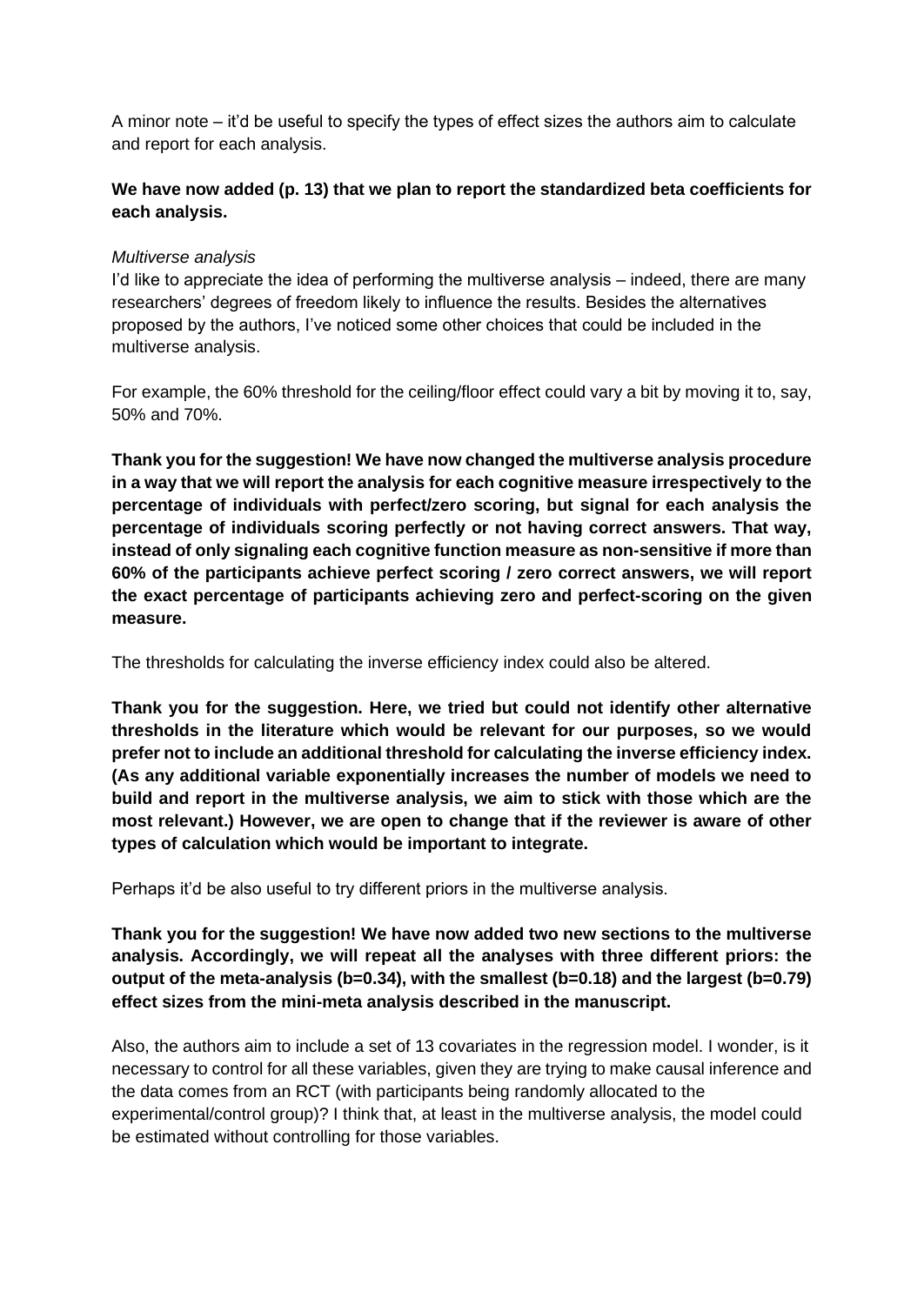A minor note – it'd be useful to specify the types of effect sizes the authors aim to calculate and report for each analysis.

**We have now added (p. 13) that we plan to report the standardized beta coefficients for each analysis.**

*Multiverse analysis*

I'd like to appreciate the idea of performing the multiverse analysis – indeed, there are many researchers' degrees of freedom likely to influence the results. Besides the alternatives proposed by the authors, I've noticed some other choices that could be included in the multiverse analysis.

For example, the 60% threshold for the ceiling/floor effect could vary a bit by moving it to, say, 50% and 70%.

**Thank you for the suggestion! We have now changed the multiverse analysis procedure in a way that we will report the analysis for each cognitive measure irrespectively to the percentage of individuals with perfect/zero scoring, but signal for each analysis the percentage of individuals scoring perfectly or not having correct answers. That way, instead of only signaling each cognitive function measure as non-sensitive if more than 60% of the participants achieve perfect scoring / zero correct answers, we will report the exact percentage of participants achieving zero and perfect-scoring on the given measure.**

The thresholds for calculating the inverse efficiency index could also be altered.

**Thank you for the suggestion. Here, we tried but could not identify other alternative thresholds in the literature which would be relevant for our purposes, so we would prefer not to include an additional threshold for calculating the inverse efficiency index. (As any additional variable exponentially increases the number of models we need to build and report in the multiverse analysis, we aim to stick with those which are the most relevant.) However, we are open to change that if the reviewer is aware of other types of calculation which would be important to integrate.**

Perhaps it'd be also useful to try different priors in the multiverse analysis.

**Thank you for the suggestion! We have now added two new sections to the multiverse analysis. Accordingly, we will repeat all the analyses with three different priors: the output of the meta-analysis (b=0.34), with the smallest (b=0.18) and the largest (b=0.79) effect sizes from the mini-meta analysis described in the manuscript.**

Also, the authors aim to include a set of 13 covariates in the regression model. I wonder, is it necessary to control for all these variables, given they are trying to make causal inference and the data comes from an RCT (with participants being randomly allocated to the experimental/control group)? I think that, at least in the multiverse analysis, the model could be estimated without controlling for those variables.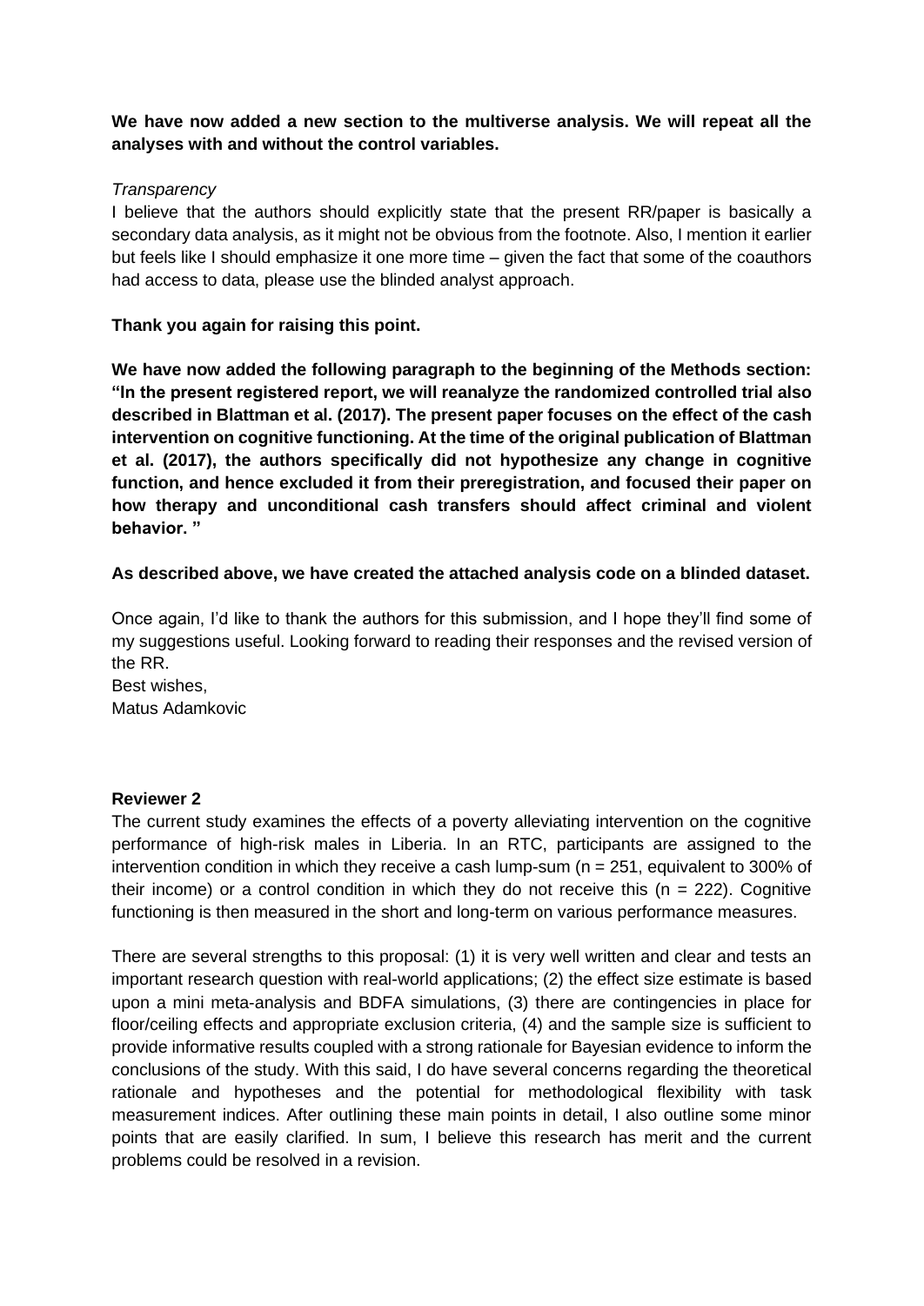**We have now added a new section to the multiverse analysis. We will repeat all the analyses with and without the control variables.**

*Transparency*

I believe that the authors should explicitly state that the present RR/paper is basically a secondary data analysis, as it might not be obvious from the footnote. Also, I mention it earlier but feels like I should emphasize it one more time – given the fact that some of the coauthors had access to data, please use the blinded analyst approach.

**Thank you again for raising this point.**

**We have now added the following paragraph to the beginning of the Methods section: "In the present registered report, we will reanalyze the randomized controlled trial also described in Blattman et al. (2017). The present paper focuses on the effect of the cash intervention on cognitive functioning. At the time of the original publication of Blattman et al. (2017), the authors specifically did not hypothesize any change in cognitive function, and hence excluded it from their preregistration, and focused their paper on how therapy and unconditional cash transfers should affect criminal and violent behavior. "**

**As described above, we have created the attached analysis code on a blinded dataset.**

Once again, I'd like to thank the authors for this submission, and I hope they'll find some of my suggestions useful. Looking forward to reading their responses and the revised version of the RR.

Best wishes,

Matus Adamkovic

**Reviewer 2**

The current study examines the effects of a poverty alleviating intervention on the cognitive performance of high-risk males in Liberia. In an RTC, participants are assigned to the intervention condition in which they receive a cash lump-sum ($n = 251$, equivalent to 300% of their income) or a control condition in which they do not receive this ($n = 222$). Cognitive functioning is then measured in the short and long-term on various performance measures.

There are several strengths to this proposal: (1) it is very well written and clear and tests an important research question with real-world applications; (2) the effect size estimate is based upon a mini meta-analysis and BDFA simulations, (3) there are contingencies in place for floor/ceiling effects and appropriate exclusion criteria, (4) and the sample size is sufficient to provide informative results coupled with a strong rationale for Bayesian evidence to inform the conclusions of the study. With this said, I do have several concerns regarding the theoretical rationale and hypotheses and the potential for methodological flexibility with task measurement indices. After outlining these main points in detail, I also outline some minor points that are easily clarified. In sum, I believe this research has merit and the current problems could be resolved in a revision.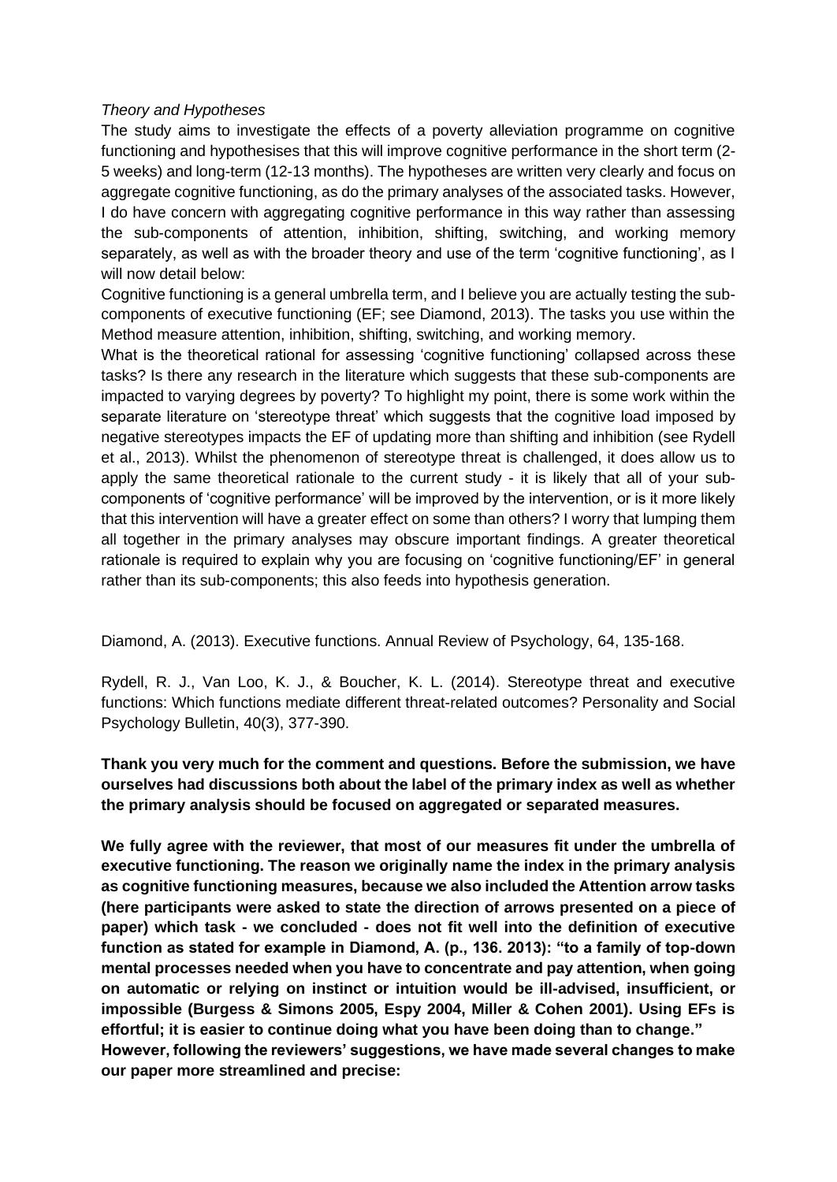*Theory and Hypotheses*

The study aims to investigate the effects of a poverty alleviation programme on cognitive functioning and hypothesises that this will improve cognitive performance in the short term (2-5 weeks) and long-term (12-13 months). The hypotheses are written very clearly and focus on aggregate cognitive functioning, as do the primary analyses of the associated tasks. However, I do have concern with aggregating cognitive performance in this way rather than assessing the sub-components of attention, inhibition, shifting, switching, and working memory separately, as well as with the broader theory and use of the term 'cognitive functioning', as I will now detail below:

Cognitive functioning is a general umbrella term, and I believe you are actually testing the sub-components of executive functioning (EF; see Diamond, 2013). The tasks you use within the Method measure attention, inhibition, shifting, switching, and working memory.

What is the theoretical rational for assessing 'cognitive functioning' collapsed across these tasks? Is there any research in the literature which suggests that these sub-components are impacted to varying degrees by poverty? To highlight my point, there is some work within the separate literature on 'stereotype threat' which suggests that the cognitive load imposed by negative stereotypes impacts the EF of updating more than shifting and inhibition (see Rydell et al., 2013). Whilst the phenomenon of stereotype threat is challenged, it does allow us to apply the same theoretical rationale to the current study - it is likely that all of your sub-components of 'cognitive performance' will be improved by the intervention, or is it more likely that this intervention will have a greater effect on some than others? I worry that lumping them all together in the primary analyses may obscure important findings. A greater theoretical rationale is required to explain why you are focusing on 'cognitive functioning/EF' in general rather than its sub-components; this also feeds into hypothesis generation.

Diamond, A. (2013). Executive functions. Annual Review of Psychology, 64, 135-168.

Rydell, R. J., Van Loo, K. J., & Boucher, K. L. (2014). Stereotype threat and executive functions: Which functions mediate different threat-related outcomes? Personality and Social Psychology Bulletin, 40(3), 377-390.

**Thank you very much for the comment and questions. Before the submission, we have ourselves had discussions both about the label of the primary index as well as whether the primary analysis should be focused on aggregated or separated measures.**

**We fully agree with the reviewer, that most of our measures fit under the umbrella of executive functioning. The reason we originally name the index in the primary analysis as cognitive functioning measures, because we also included the Attention arrow tasks (here participants were asked to state the direction of arrows presented on a piece of paper) which task - we concluded - does not fit well into the definition of executive function as stated for example in Diamond, A. (p., 136. 2013): "to a family of top-down mental processes needed when you have to concentrate and pay attention, when going on automatic or relying on instinct or intuition would be ill-advised, insufficient, or impossible (Burgess & Simons 2005, Espy 2004, Miller & Cohen 2001). Using EFs is effortful; it is easier to continue doing what you have been doing than to change." However, following the reviewers' suggestions, we have made several changes to make our paper more streamlined and precise:**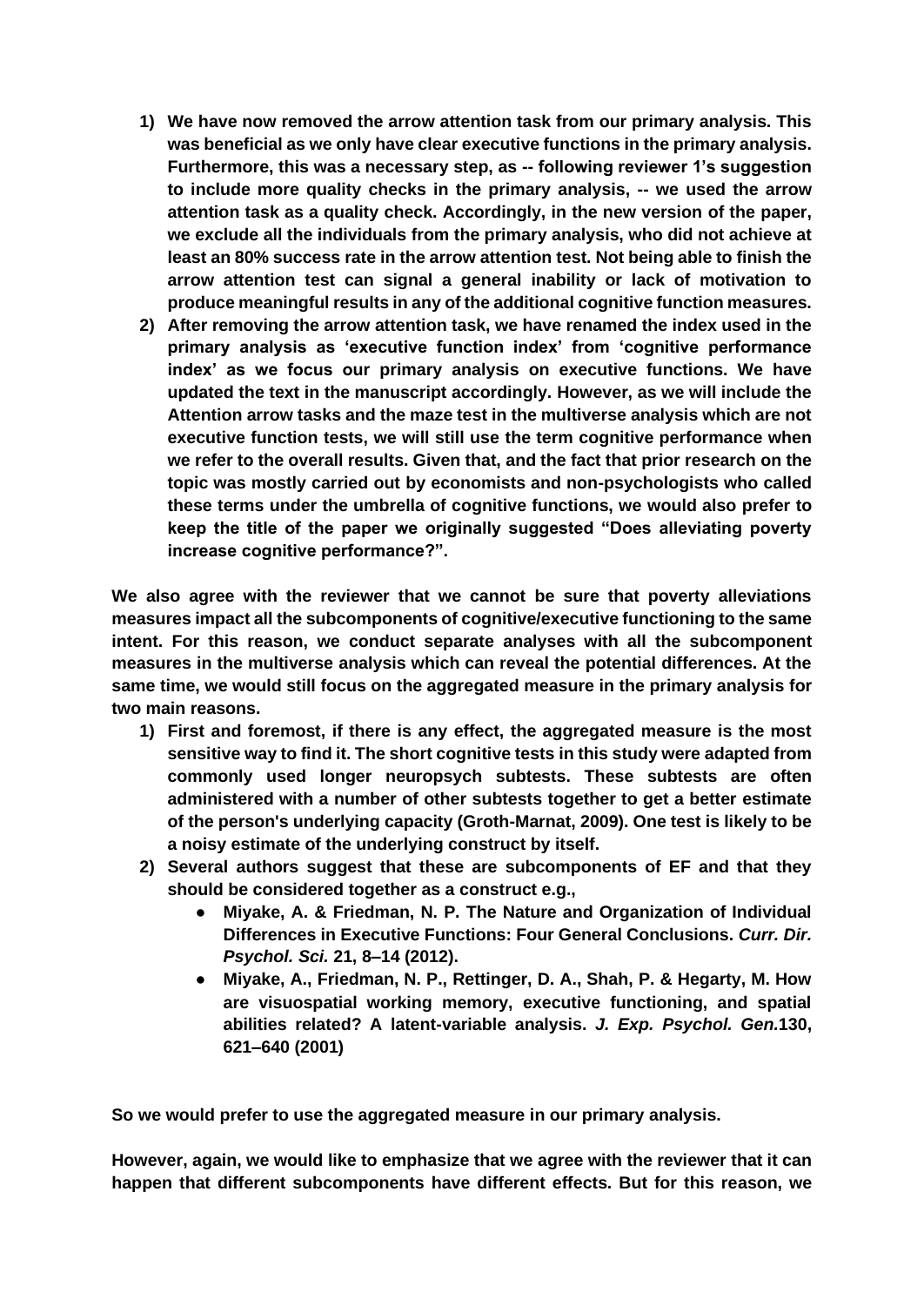1) **We have now removed the arrow attention task from our primary analysis. This was beneficial as we only have clear executive functions in the primary analysis. Furthermore, this was a necessary step, as -- following reviewer 1's suggestion to include more quality checks in the primary analysis, -- we used the arrow attention task as a quality check. Accordingly, in the new version of the paper, we exclude all the individuals from the primary analysis, who did not achieve at least an 80% success rate in the arrow attention test. Not being able to finish the arrow attention test can signal a general inability or lack of motivation to produce meaningful results in any of the additional cognitive function measures.**
2) **After removing the arrow attention task, we have renamed the index used in the primary analysis as 'executive function index' from 'cognitive performance index' as we focus our primary analysis on executive functions. We have updated the text in the manuscript accordingly. However, as we will include the Attention arrow tasks and the maze test in the multiverse analysis which are not executive function tests, we will still use the term cognitive performance when we refer to the overall results. Given that, and the fact that prior research on the topic was mostly carried out by economists and non-psychologists who called these terms under the umbrella of cognitive functions, we would also prefer to keep the title of the paper we originally suggested "Does alleviating poverty increase cognitive performance?".**

**We also agree with the reviewer that we cannot be sure that poverty alleviations measures impact all the subcomponents of cognitive/executive functioning to the same intent. For this reason, we conduct separate analyses with all the subcomponent measures in the multiverse analysis which can reveal the potential differences. At the same time, we would still focus on the aggregated measure in the primary analysis for two main reasons.**

1) **First and foremost, if there is any effect, the aggregated measure is the most sensitive way to find it. The short cognitive tests in this study were adapted from commonly used longer neuropsych subtests. These subtests are often administered with a number of other subtests together to get a better estimate of the person's underlying capacity (Groth-Marnat, 2009). One test is likely to be a noisy estimate of the underlying construct by itself.**
2) **Several authors suggest that these are subcomponents of EF and that they should be considered together as a construct e.g.,**
   - **Miyake, A. & Friedman, N. P. The Nature and Organization of Individual Differences in Executive Functions: Four General Conclusions. *Curr. Dir. Psychol. Sci.* 21, 8–14 (2012).**
   - **Miyake, A., Friedman, N. P., Rettinger, D. A., Shah, P. & Hegarty, M. How are visuospatial working memory, executive functioning, and spatial abilities related? A latent-variable analysis. *J. Exp. Psychol. Gen.*130, 621–640 (2001)**

**So we would prefer to use the aggregated measure in our primary analysis.**

**However, again, we would like to emphasize that we agree with the reviewer that it can happen that different subcomponents have different effects. But for this reason, we**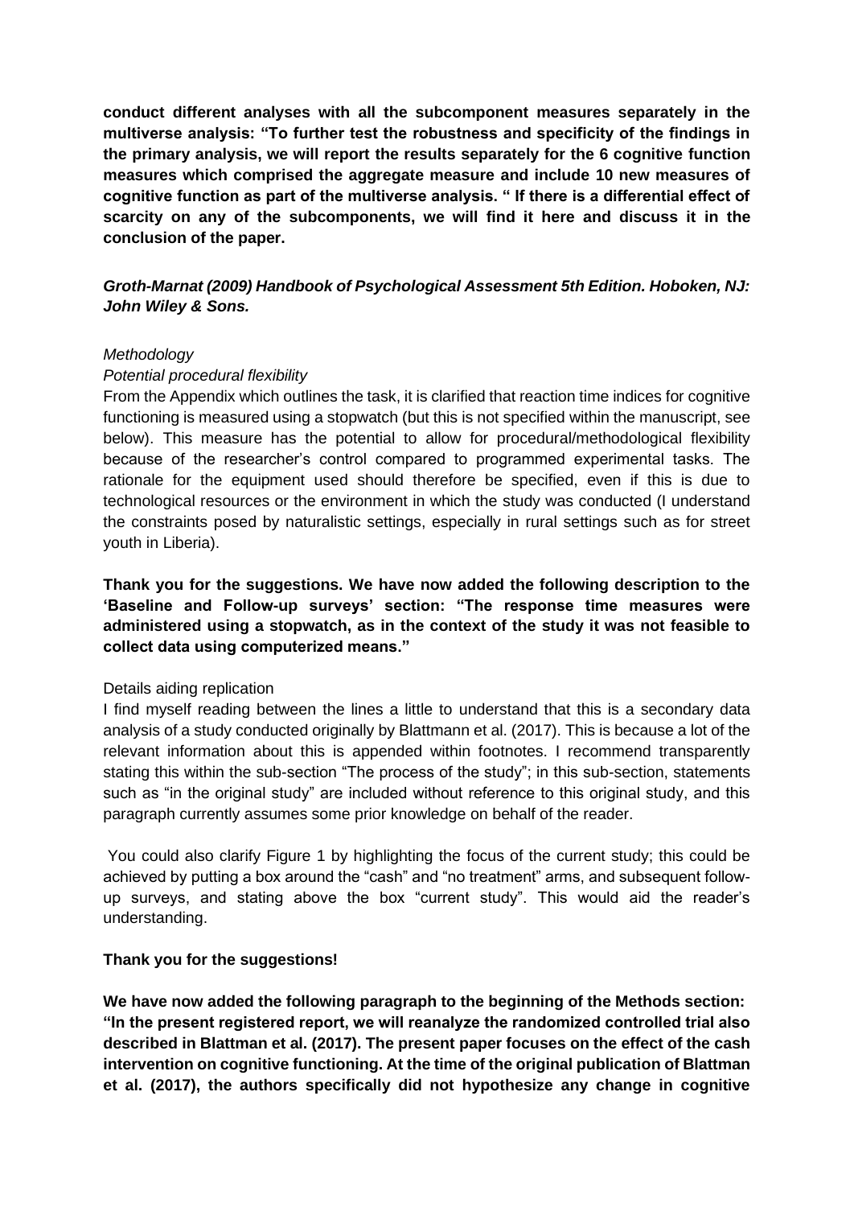**conduct different analyses with all the subcomponent measures separately in the multiverse analysis: "To further test the robustness and specificity of the findings in the primary analysis, we will report the results separately for the 6 cognitive function measures which comprised the aggregate measure and include 10 new measures of cognitive function as part of the multiverse analysis. " If there is a differential effect of scarcity on any of the subcomponents, we will find it here and discuss it in the conclusion of the paper.**

***Groth-Marnat (2009) Handbook of Psychological Assessment 5th Edition. Hoboken, NJ: John Wiley & Sons.***

*Methodology*

*Potential procedural flexibility*

From the Appendix which outlines the task, it is clarified that reaction time indices for cognitive functioning is measured using a stopwatch (but this is not specified within the manuscript, see below). This measure has the potential to allow for procedural/methodological flexibility because of the researcher's control compared to programmed experimental tasks. The rationale for the equipment used should therefore be specified, even if this is due to technological resources or the environment in which the study was conducted (I understand the constraints posed by naturalistic settings, especially in rural settings such as for street youth in Liberia).

**Thank you for the suggestions. We have now added the following description to the 'Baseline and Follow-up surveys' section: "The response time measures were administered using a stopwatch, as in the context of the study it was not feasible to collect data using computerized means."**

Details aiding replication

I find myself reading between the lines a little to understand that this is a secondary data analysis of a study conducted originally by Blattmann et al. (2017). This is because a lot of the relevant information about this is appended within footnotes. I recommend transparently stating this within the sub-section "The process of the study"; in this sub-section, statements such as "in the original study" are included without reference to this original study, and this paragraph currently assumes some prior knowledge on behalf of the reader.

You could also clarify Figure 1 by highlighting the focus of the current study; this could be achieved by putting a box around the "cash" and "no treatment" arms, and subsequent follow-up surveys, and stating above the box "current study". This would aid the reader's understanding.

**Thank you for the suggestions!**

**We have now added the following paragraph to the beginning of the Methods section: "In the present registered report, we will reanalyze the randomized controlled trial also described in Blattman et al. (2017). The present paper focuses on the effect of the cash intervention on cognitive functioning. At the time of the original publication of Blattman et al. (2017), the authors specifically did not hypothesize any change in cognitive**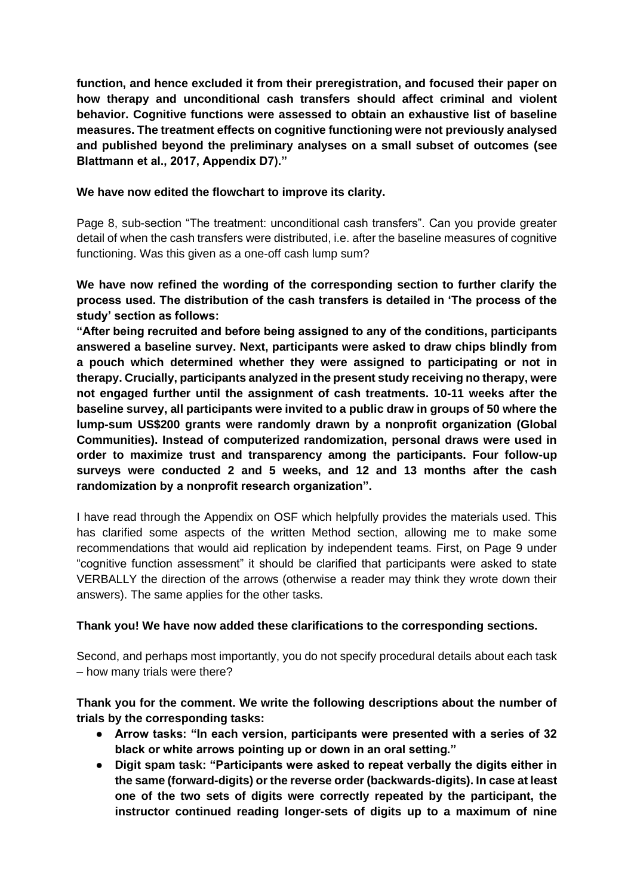**function, and hence excluded it from their preregistration, and focused their paper on how therapy and unconditional cash transfers should affect criminal and violent behavior. Cognitive functions were assessed to obtain an exhaustive list of baseline measures. The treatment effects on cognitive functioning were not previously analysed and published beyond the preliminary analyses on a small subset of outcomes (see Blattmann et al., 2017, Appendix D7)."**

**We have now edited the flowchart to improve its clarity.**

Page 8, sub-section "The treatment: unconditional cash transfers". Can you provide greater detail of when the cash transfers were distributed, i.e. after the baseline measures of cognitive functioning. Was this given as a one-off cash lump sum?

**We have now refined the wording of the corresponding section to further clarify the process used. The distribution of the cash transfers is detailed in 'The process of the study' section as follows:**
**"After being recruited and before being assigned to any of the conditions, participants answered a baseline survey. Next, participants were asked to draw chips blindly from a pouch which determined whether they were assigned to participating or not in therapy. Crucially, participants analyzed in the present study receiving no therapy, were not engaged further until the assignment of cash treatments. 10-11 weeks after the baseline survey, all participants were invited to a public draw in groups of 50 where the lump-sum US$200 grants were randomly drawn by a nonprofit organization (Global Communities). Instead of computerized randomization, personal draws were used in order to maximize trust and transparency among the participants. Four follow-up surveys were conducted 2 and 5 weeks, and 12 and 13 months after the cash randomization by a nonprofit research organization".**

I have read through the Appendix on OSF which helpfully provides the materials used. This has clarified some aspects of the written Method section, allowing me to make some recommendations that would aid replication by independent teams. First, on Page 9 under "cognitive function assessment" it should be clarified that participants were asked to state VERBALLY the direction of the arrows (otherwise a reader may think they wrote down their answers). The same applies for the other tasks.

**Thank you! We have now added these clarifications to the corresponding sections.**

Second, and perhaps most importantly, you do not specify procedural details about each task – how many trials were there?

**Thank you for the comment. We write the following descriptions about the number of trials by the corresponding tasks:**

- **Arrow tasks: "In each version, participants were presented with a series of 32 black or white arrows pointing up or down in an oral setting."**
- **Digit spam task: "Participants were asked to repeat verbally the digits either in the same (forward-digits) or the reverse order (backwards-digits). In case at least one of the two sets of digits were correctly repeated by the participant, the instructor continued reading longer-sets of digits up to a maximum of nine**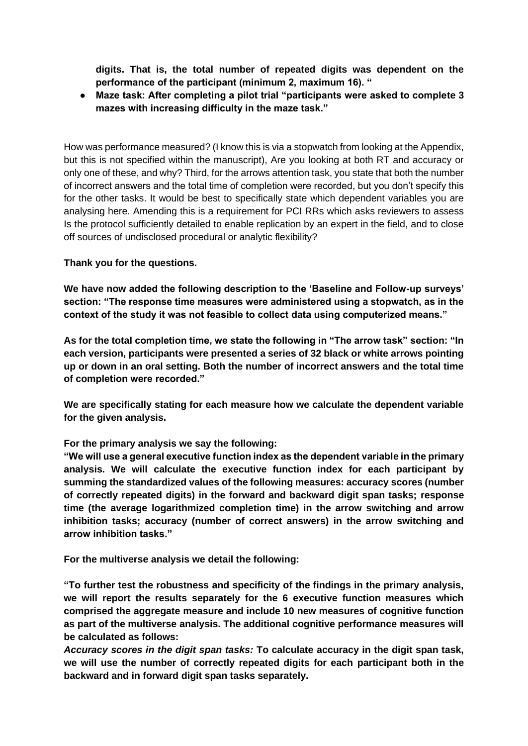**digits. That is, the total number of repeated digits was dependent on the performance of the participant (minimum 2, maximum 16). "**

- **Maze task: After completing a pilot trial "participants were asked to complete 3 mazes with increasing difficulty in the maze task."**

How was performance measured? (I know this is via a stopwatch from looking at the Appendix, but this is not specified within the manuscript), Are you looking at both RT and accuracy or only one of these, and why? Third, for the arrows attention task, you state that both the number of incorrect answers and the total time of completion were recorded, but you don't specify this for the other tasks. It would be best to specifically state which dependent variables you are analysing here. Amending this is a requirement for PCI RRs which asks reviewers to assess Is the protocol sufficiently detailed to enable replication by an expert in the field, and to close off sources of undisclosed procedural or analytic flexibility?

**Thank you for the questions.**

**We have now added the following description to the 'Baseline and Follow-up surveys' section: "The response time measures were administered using a stopwatch, as in the context of the study it was not feasible to collect data using computerized means."**

**As for the total completion time, we state the following in "The arrow task" section: "In each version, participants were presented a series of 32 black or white arrows pointing up or down in an oral setting. Both the number of incorrect answers and the total time of completion were recorded."**

**We are specifically stating for each measure how we calculate the dependent variable for the given analysis.**

**For the primary analysis we say the following:**

**"We will use a general executive function index as the dependent variable in the primary analysis. We will calculate the executive function index for each participant by summing the standardized values of the following measures: accuracy scores (number of correctly repeated digits) in the forward and backward digit span tasks; response time (the average logarithmized completion time) in the arrow switching and arrow inhibition tasks; accuracy (number of correct answers) in the arrow switching and arrow inhibition tasks."**

**For the multiverse analysis we detail the following:**

**"To further test the robustness and specificity of the findings in the primary analysis, we will report the results separately for the 6 executive function measures which comprised the aggregate measure and include 10 new measures of cognitive function as part of the multiverse analysis. The additional cognitive performance measures will be calculated as follows:**

***Accuracy scores in the digit span tasks:* To calculate accuracy in the digit span task, we will use the number of correctly repeated digits for each participant both in the backward and in forward digit span tasks separately.**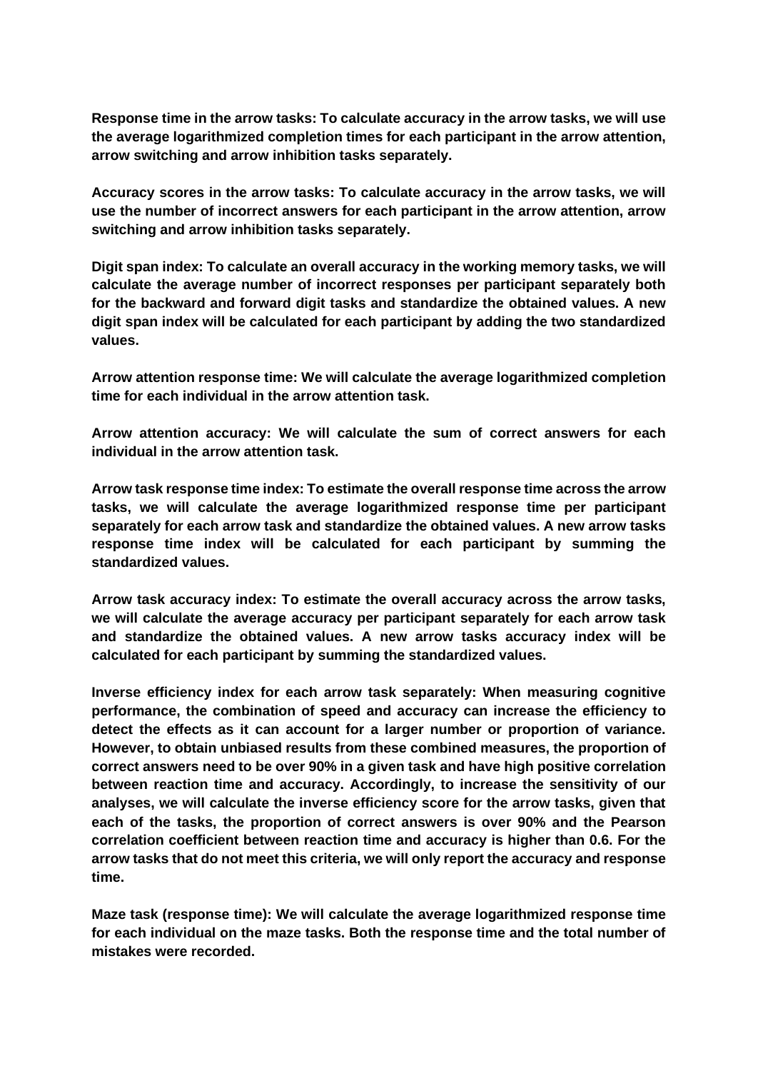**Response time in the arrow tasks: To calculate accuracy in the arrow tasks, we will use the average logarithmized completion times for each participant in the arrow attention, arrow switching and arrow inhibition tasks separately.**

**Accuracy scores in the arrow tasks: To calculate accuracy in the arrow tasks, we will use the number of incorrect answers for each participant in the arrow attention, arrow switching and arrow inhibition tasks separately.**

**Digit span index: To calculate an overall accuracy in the working memory tasks, we will calculate the average number of incorrect responses per participant separately both for the backward and forward digit tasks and standardize the obtained values. A new digit span index will be calculated for each participant by adding the two standardized values.**

**Arrow attention response time: We will calculate the average logarithmized completion time for each individual in the arrow attention task.**

**Arrow attention accuracy: We will calculate the sum of correct answers for each individual in the arrow attention task.**

**Arrow task response time index: To estimate the overall response time across the arrow tasks, we will calculate the average logarithmized response time per participant separately for each arrow task and standardize the obtained values. A new arrow tasks response time index will be calculated for each participant by summing the standardized values.**

**Arrow task accuracy index: To estimate the overall accuracy across the arrow tasks, we will calculate the average accuracy per participant separately for each arrow task and standardize the obtained values. A new arrow tasks accuracy index will be calculated for each participant by summing the standardized values.**

**Inverse efficiency index for each arrow task separately: When measuring cognitive performance, the combination of speed and accuracy can increase the efficiency to detect the effects as it can account for a larger number or proportion of variance. However, to obtain unbiased results from these combined measures, the proportion of correct answers need to be over 90% in a given task and have high positive correlation between reaction time and accuracy. Accordingly, to increase the sensitivity of our analyses, we will calculate the inverse efficiency score for the arrow tasks, given that each of the tasks, the proportion of correct answers is over 90% and the Pearson correlation coefficient between reaction time and accuracy is higher than 0.6. For the arrow tasks that do not meet this criteria, we will only report the accuracy and response time.**

**Maze task (response time): We will calculate the average logarithmized response time for each individual on the maze tasks. Both the response time and the total number of mistakes were recorded.**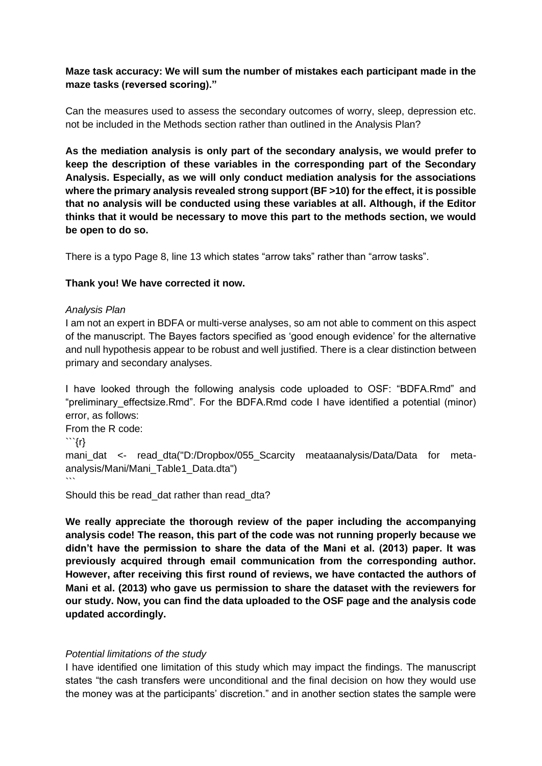**Maze task accuracy: We will sum the number of mistakes each participant made in the maze tasks (reversed scoring)."**

Can the measures used to assess the secondary outcomes of worry, sleep, depression etc. not be included in the Methods section rather than outlined in the Analysis Plan?

**As the mediation analysis is only part of the secondary analysis, we would prefer to keep the description of these variables in the corresponding part of the Secondary Analysis. Especially, as we will only conduct mediation analysis for the associations where the primary analysis revealed strong support (BF >10) for the effect, it is possible that no analysis will be conducted using these variables at all. Although, if the Editor thinks that it would be necessary to move this part to the methods section, we would be open to do so.**

There is a typo Page 8, line 13 which states "arrow taks" rather than "arrow tasks".

**Thank you! We have corrected it now.**

*Analysis Plan*

I am not an expert in BDFA or multi-verse analyses, so am not able to comment on this aspect of the manuscript. The Bayes factors specified as 'good enough evidence' for the alternative and null hypothesis appear to be robust and well justified. There is a clear distinction between primary and secondary analyses.

I have looked through the following analysis code uploaded to OSF: "BDFA.Rmd" and "preliminary_effectsize.Rmd". For the BDFA.Rmd code I have identified a potential (minor) error, as follows:

From the R code:

```{r}
mani_dat <- read_dta("D:/Dropbox/055_Scarcity meataanalysis/Data/Data for meta-analysis/Mani/Mani_Table1_Data.dta")
```

Should this be read_dat rather than read_dta?

**We really appreciate the thorough review of the paper including the accompanying analysis code! The reason, this part of the code was not running properly because we didn't have the permission to share the data of the Mani et al. (2013) paper. It was previously acquired through email communication from the corresponding author. However, after receiving this first round of reviews, we have contacted the authors of Mani et al. (2013) who gave us permission to share the dataset with the reviewers for our study. Now, you can find the data uploaded to the OSF page and the analysis code updated accordingly.**

*Potential limitations of the study*

I have identified one limitation of this study which may impact the findings. The manuscript states "the cash transfers were unconditional and the final decision on how they would use the money was at the participants' discretion." and in another section states the sample were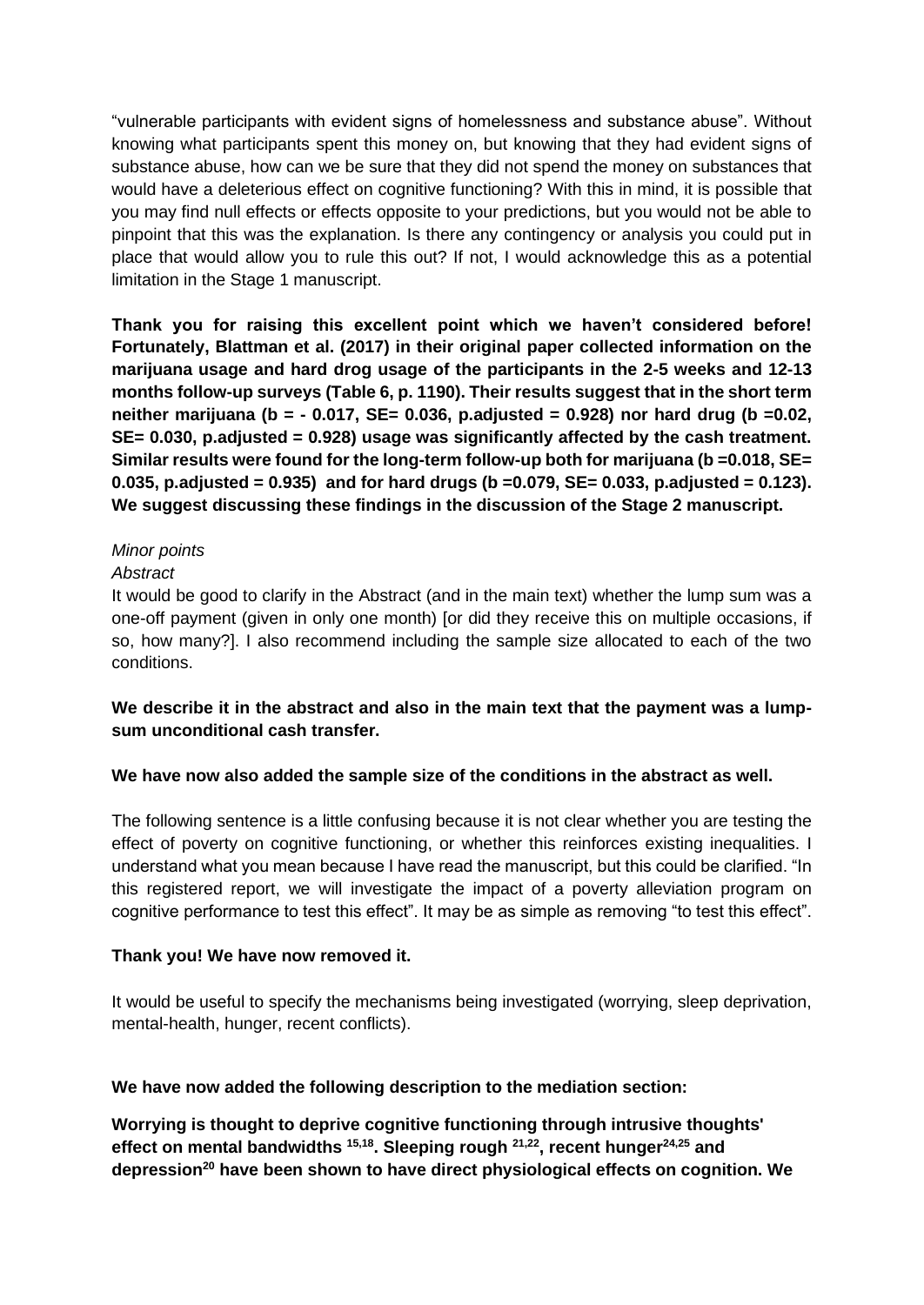"vulnerable participants with evident signs of homelessness and substance abuse". Without knowing what participants spent this money on, but knowing that they had evident signs of substance abuse, how can we be sure that they did not spend the money on substances that would have a deleterious effect on cognitive functioning? With this in mind, it is possible that you may find null effects or effects opposite to your predictions, but you would not be able to pinpoint that this was the explanation. Is there any contingency or analysis you could put in place that would allow you to rule this out? If not, I would acknowledge this as a potential limitation in the Stage 1 manuscript.

**Thank you for raising this excellent point which we haven't considered before! Fortunately, Blattman et al. (2017) in their original paper collected information on the marijuana usage and hard drog usage of the participants in the 2-5 weeks and 12-13 months follow-up surveys (Table 6, p. 1190). Their results suggest that in the short term neither marijuana ($b = -0.017$, $SE = 0.036$, $p_{adjusted} = 0.928$) nor hard drug ($b = 0.02$, $SE = 0.030$, $p_{adjusted} = 0.928$) usage was significantly affected by the cash treatment. Similar results were found for the long-term follow-up both for marijuana ($b = 0.018$, $SE = 0.035$, $p_{adjusted} = 0.935$) and for hard drugs ($b = 0.079$, $SE = 0.033$, $p_{adjusted} = 0.123$). We suggest discussing these findings in the discussion of the Stage 2 manuscript.**

*Minor points*

*Abstract*

It would be good to clarify in the Abstract (and in the main text) whether the lump sum was a one-off payment (given in only one month) [or did they receive this on multiple occasions, if so, how many?]. I also recommend including the sample size allocated to each of the two conditions.

**We describe it in the abstract and also in the main text that the payment was a lump-sum unconditional cash transfer.**

**We have now also added the sample size of the conditions in the abstract as well.**

The following sentence is a little confusing because it is not clear whether you are testing the effect of poverty on cognitive functioning, or whether this reinforces existing inequalities. I understand what you mean because I have read the manuscript, but this could be clarified. "In this registered report, we will investigate the impact of a poverty alleviation program on cognitive performance to test this effect". It may be as simple as removing "to test this effect".

**Thank you! We have now removed it.**

It would be useful to specify the mechanisms being investigated (worrying, sleep deprivation, mental-health, hunger, recent conflicts).

**We have now added the following description to the mediation section:**

**Worrying is thought to deprive cognitive functioning through intrusive thoughts' effect on mental bandwidths [15,18]. Sleeping rough [21,22], recent hunger[24,25] and depression[20] have been shown to have direct physiological effects on cognition. We**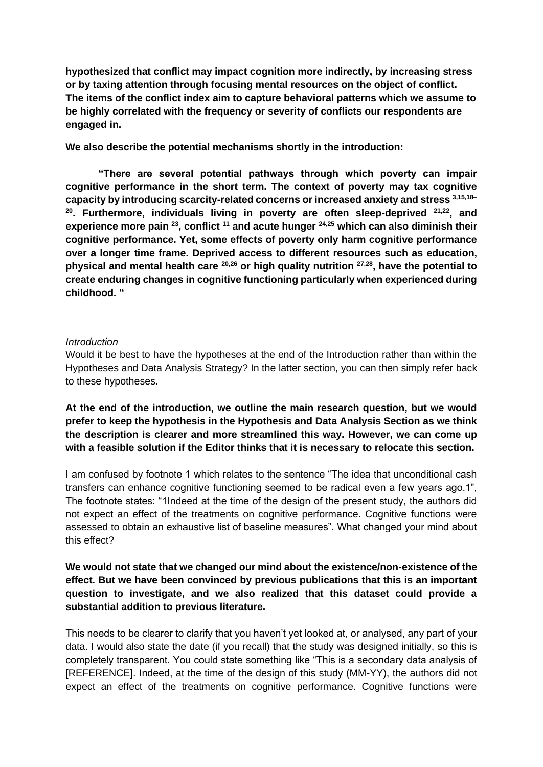**hypothesized that conflict may impact cognition more indirectly, by increasing stress or by taxing attention through focusing mental resources on the object of conflict. The items of the conflict index aim to capture behavioral patterns which we assume to be highly correlated with the frequency or severity of conflicts our respondents are engaged in.**

**We also describe the potential mechanisms shortly in the introduction:**

> **"There are several potential pathways through which poverty can impair cognitive performance in the short term. The context of poverty may tax cognitive capacity by introducing scarcity-related concerns or increased anxiety and stress [3,15,18–20]. Furthermore, individuals living in poverty are often sleep-deprived [21,22], and experience more pain [23], conflict [11] and acute hunger [24,25] which can also diminish their cognitive performance. Yet, some effects of poverty only harm cognitive performance over a longer time frame. Deprived access to different resources such as education, physical and mental health care [20,26] or high quality nutrition [27,28], have the potential to create enduring changes in cognitive functioning particularly when experienced during childhood. "**

*Introduction*

Would it be best to have the hypotheses at the end of the Introduction rather than within the Hypotheses and Data Analysis Strategy? In the latter section, you can then simply refer back to these hypotheses.

**At the end of the introduction, we outline the main research question, but we would prefer to keep the hypothesis in the Hypothesis and Data Analysis Section as we think the description is clearer and more streamlined this way. However, we can come up with a feasible solution if the Editor thinks that it is necessary to relocate this section.**

I am confused by footnote 1 which relates to the sentence "The idea that unconditional cash transfers can enhance cognitive functioning seemed to be radical even a few years ago.1", The footnote states: "1Indeed at the time of the design of the present study, the authors did not expect an effect of the treatments on cognitive performance. Cognitive functions were assessed to obtain an exhaustive list of baseline measures". What changed your mind about this effect?

**We would not state that we changed our mind about the existence/non-existence of the effect. But we have been convinced by previous publications that this is an important question to investigate, and we also realized that this dataset could provide a substantial addition to previous literature.**

This needs to be clearer to clarify that you haven't yet looked at, or analysed, any part of your data. I would also state the date (if you recall) that the study was designed initially, so this is completely transparent. You could state something like "This is a secondary data analysis of [REFERENCE]. Indeed, at the time of the design of this study (MM-YY), the authors did not expect an effect of the treatments on cognitive performance. Cognitive functions were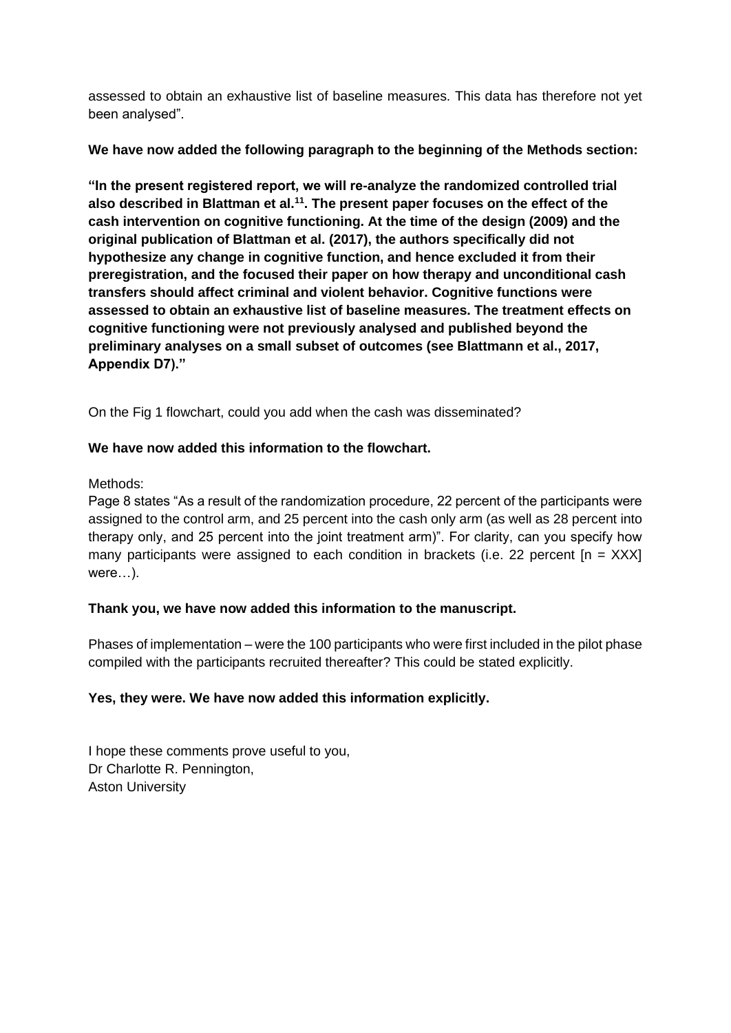assessed to obtain an exhaustive list of baseline measures. This data has therefore not yet been analysed".

**We have now added the following paragraph to the beginning of the Methods section:**

**"In the present registered report, we will re-analyze the randomized controlled trial also described in Blattman et al.[11]. The present paper focuses on the effect of the cash intervention on cognitive functioning. At the time of the design (2009) and the original publication of Blattman et al. (2017), the authors specifically did not hypothesize any change in cognitive function, and hence excluded it from their preregistration, and the focused their paper on how therapy and unconditional cash transfers should affect criminal and violent behavior. Cognitive functions were assessed to obtain an exhaustive list of baseline measures. The treatment effects on cognitive functioning were not previously analysed and published beyond the preliminary analyses on a small subset of outcomes (see Blattmann et al., 2017, Appendix D7)."**

On the Fig 1 flowchart, could you add when the cash was disseminated?

**We have now added this information to the flowchart.**

Methods:
Page 8 states "As a result of the randomization procedure, 22 percent of the participants were assigned to the control arm, and 25 percent into the cash only arm (as well as 28 percent into therapy only, and 25 percent into the joint treatment arm)". For clarity, can you specify how many participants were assigned to each condition in brackets (i.e. 22 percent [n = XXX] were…).

**Thank you, we have now added this information to the manuscript.**

Phases of implementation – were the 100 participants who were first included in the pilot phase compiled with the participants recruited thereafter? This could be stated explicitly.

**Yes, they were. We have now added this information explicitly.**

I hope these comments prove useful to you,
Dr Charlotte R. Pennington,
Aston University